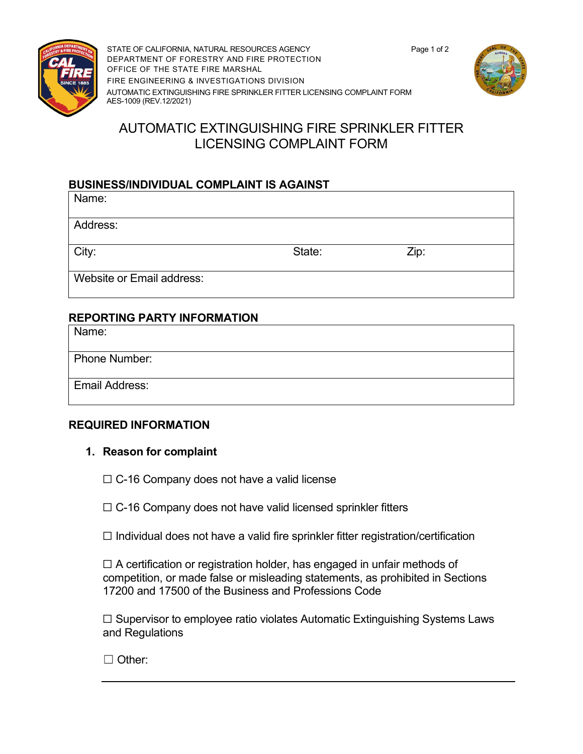STATE OF CALIFORNIA, NATURAL RESOURCES AGENCY
DEPARTMENT OF FORESTRY AND FIRE PROTECTION
OFFICE OF THE STATE FIRE MARSHAL
FIRE ENGINEERING & INVESTIGATIONS DIVISION
AUTOMATIC EXTINGUISHING FIRE SPRINKLER FITTER LICENSING COMPLAINT FORM
AES-1009 (REV.12/2021)

# AUTOMATIC EXTINGUISHING FIRE SPRINKLER FITTER LICENSING COMPLAINT FORM

## BUSINESS/INDIVIDUAL COMPLAINT IS AGAINST

| | | |
|---|---|---|
| Name: | | |
| Address: | | |
| City: | State: | Zip: |
| Website or Email address: | | |

## REPORTING PARTY INFORMATION

| |
|---|
| Name: |
| Phone Number: |
| Email Address: |

## REQUIRED INFORMATION

1. **Reason for complaint**

   ☐ C-16 Company does not have a valid license

   ☐ C-16 Company does not have valid licensed sprinkler fitters

   ☐ Individual does not have a valid fire sprinkler fitter registration/certification

   ☐ A certification or registration holder, has engaged in unfair methods of competition, or made false or misleading statements, as prohibited in Sections 17200 and 17500 of the Business and Professions Code

   ☐ Supervisor to employee ratio violates Automatic Extinguishing Systems Laws and Regulations

   ☐ Other: ______________________________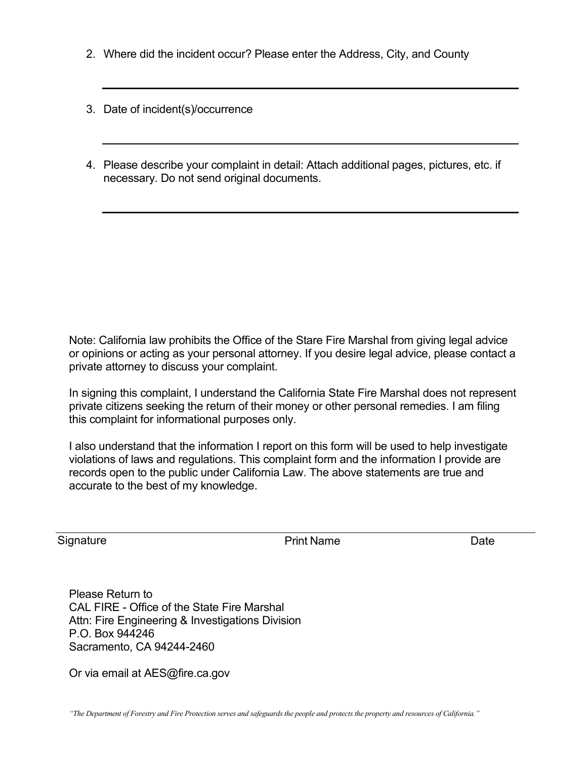2. Where did the incident occur? Please enter the Address, City, and County

   ______________________________________________

3. Date of incident(s)/occurrence

   ______________________________________________

4. Please describe your complaint in detail: Attach additional pages, pictures, etc. if necessary. Do not send original documents.

   ______________________________________________

Note: California law prohibits the Office of the Stare Fire Marshal from giving legal advice or opinions or acting as your personal attorney. If you desire legal advice, please contact a private attorney to discuss your complaint.

In signing this complaint, I understand the California State Fire Marshal does not represent private citizens seeking the return of their money or other personal remedies. I am filing this complaint for informational purposes only.

I also understand that the information I report on this form will be used to help investigate violations of laws and regulations. This complaint form and the information I provide are records open to the public under California Law. The above statements are true and accurate to the best of my knowledge.

______________________________________________

Signature          Print Name          Date

Please Return to
CAL FIRE - Office of the State Fire Marshal
Attn: Fire Engineering & Investigations Division
P.O. Box 944246
Sacramento, CA 94244-2460

Or via email at AES@fire.ca.gov

*"The Department of Forestry and Fire Protection serves and safeguards the people and protects the property and resources of California."*